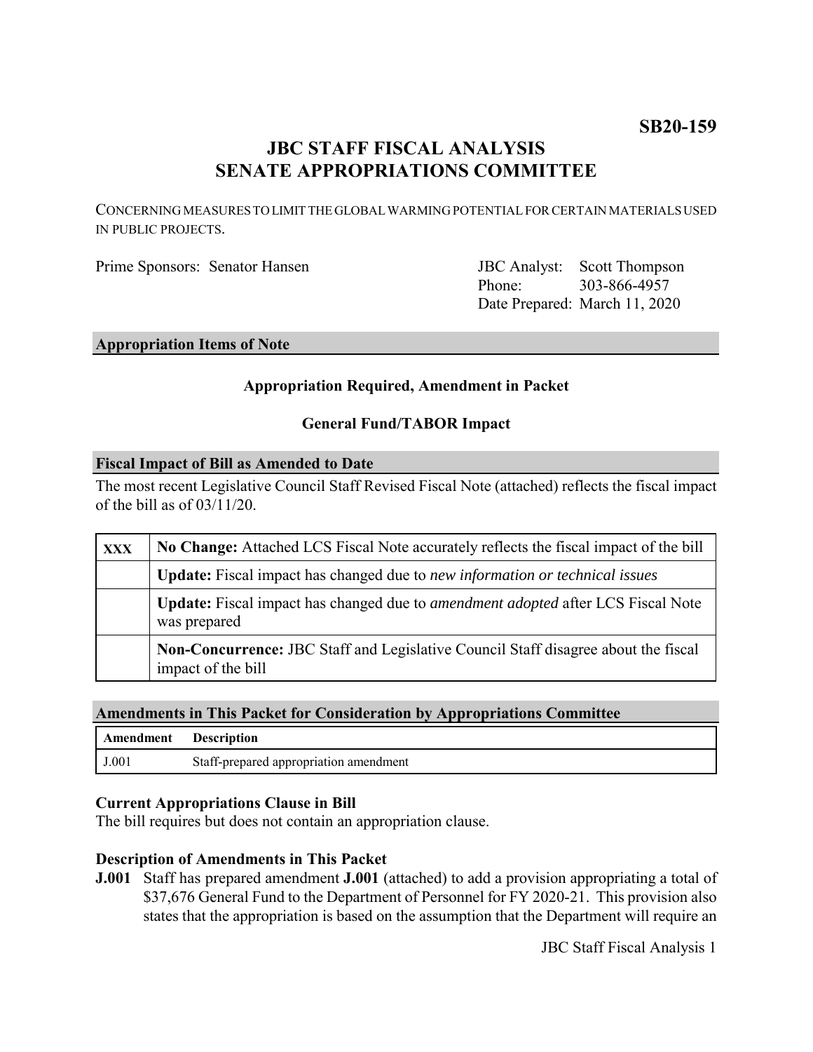**SB20-159**

# JBC STAFF FISCAL ANALYSIS
# SENATE APPROPRIATIONS COMMITTEE

CONCERNING MEASURES TO LIMIT THE GLOBAL WARMING POTENTIAL FOR CERTAIN MATERIALS USED IN PUBLIC PROJECTS.

Prime Sponsors: Senator Hansen

JBC Analyst: Scott Thompson
Phone: 303-866-4957
Date Prepared: March 11, 2020

## Appropriation Items of Note

**Appropriation Required, Amendment in Packet**

**General Fund/TABOR Impact**

## Fiscal Impact of Bill as Amended to Date

The most recent Legislative Council Staff Revised Fiscal Note (attached) reflects the fiscal impact of the bill as of 03/11/20.

| | |
|---|---|
| **XXX** | **No Change:** Attached LCS Fiscal Note accurately reflects the fiscal impact of the bill |
| | **Update:** Fiscal impact has changed due to *new information or technical issues* |
| | **Update:** Fiscal impact has changed due to *amendment adopted* after LCS Fiscal Note was prepared |
| | **Non-Concurrence:** JBC Staff and Legislative Council Staff disagree about the fiscal impact of the bill |

## Amendments in This Packet for Consideration by Appropriations Committee

| Amendment | Description |
|---|---|
| J.001 | Staff-prepared appropriation amendment |

### Current Appropriations Clause in Bill

The bill requires but does not contain an appropriation clause.

### Description of Amendments in This Packet

**J.001** Staff has prepared amendment **J.001** (attached) to add a provision appropriating a total of $37,676 General Fund to the Department of Personnel for FY 2020-21. This provision also states that the appropriation is based on the assumption that the Department will require an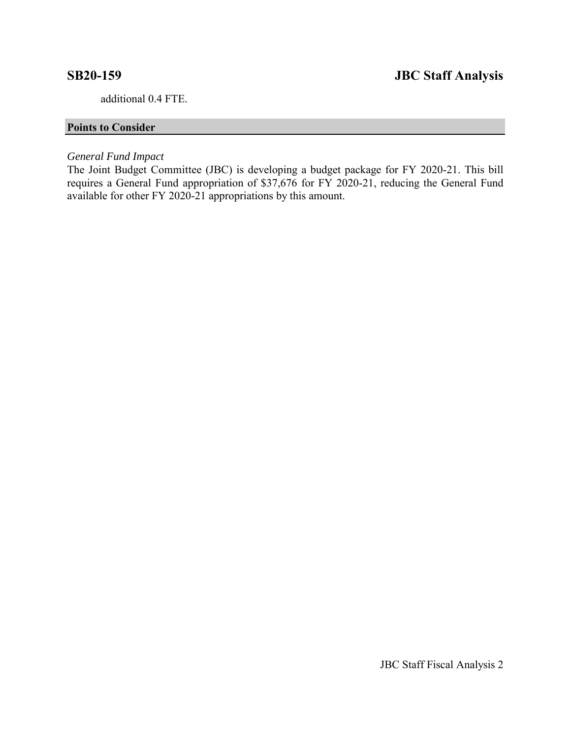additional 0.4 FTE.

## Points to Consider

*General Fund Impact*

The Joint Budget Committee (JBC) is developing a budget package for FY 2020-21. This bill requires a General Fund appropriation of $37,676 for FY 2020-21, reducing the General Fund available for other FY 2020-21 appropriations by this amount.